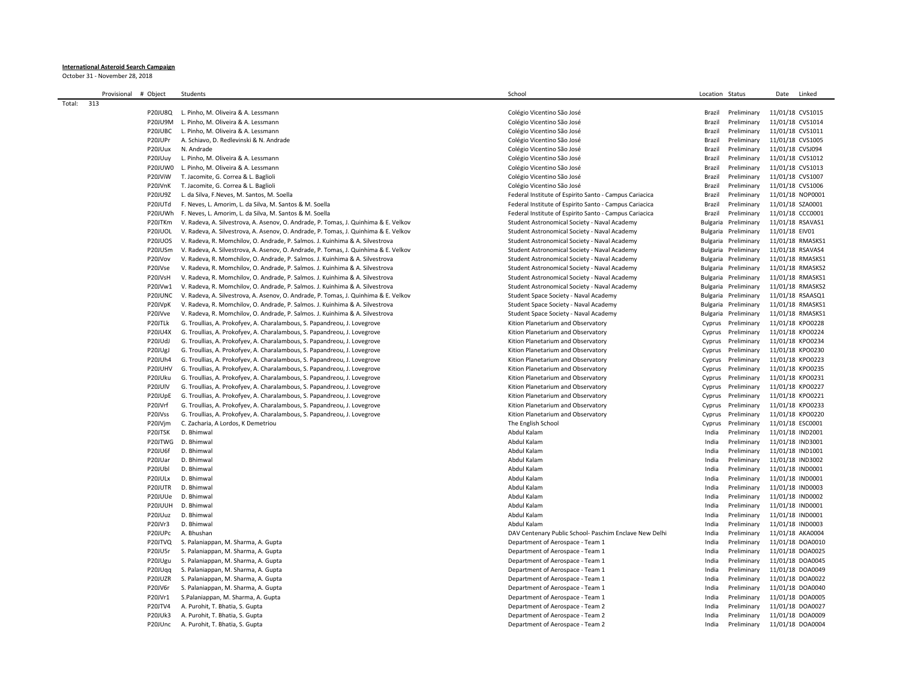**International Asteroid Search Campaign**

October 31 - November 28, 2018

| | Provisional | # Object | Students | School | Location | Status | Date | Linked |
|---|---|---|---|---|---|---|---|---|
| Total: | 313 | | | | | | | |
| | | P20JU8Q | L. Pinho, M. Oliveira & A. Lessmann | Colégio Vicentino São José | Brazil | Preliminary | 11/01/18 | CVS1015 |
| | | P20JU9M | L. Pinho, M. Oliveira & A. Lessmann | Colégio Vicentino São José | Brazil | Preliminary | 11/01/18 | CVS1014 |
| | | P20JUBC | L. Pinho, M. Oliveira & A. Lessmann | Colégio Vicentino São José | Brazil | Preliminary | 11/01/18 | CVS1011 |
| | | P20JUPr | A. Schiavo, D. Redlevinski & N. Andrade | Colégio Vicentino São José | Brazil | Preliminary | 11/01/18 | CVS1005 |
| | | P20JUux | N. Andrade | Colégio Vicentino São José | Brazil | Preliminary | 11/01/18 | CVSJ094 |
| | | P20JUuy | L. Pinho, M. Oliveira & A. Lessmann | Colégio Vicentino São José | Brazil | Preliminary | 11/01/18 | CVS1012 |
| | | P20JUW0 | L. Pinho, M. Oliveira & A. Lessmann | Colégio Vicentino São José | Brazil | Preliminary | 11/01/18 | CVS1013 |
| | | P20JViW | T. Jacomite, G. Correa & L. Baglioli | Colégio Vicentino São José | Brazil | Preliminary | 11/01/18 | CVS1007 |
| | | P20JVnK | T. Jacomite, G. Correa & L. Baglioli | Colégio Vicentino São José | Brazil | Preliminary | 11/01/18 | CVS1006 |
| | | P20JU9Z | L. da Silva, F.Neves, M. Santos, M. Soella | Federal Institute of Espirito Santo - Campus Cariacica | Brazil | Preliminary | 11/01/18 | NOP0001 |
| | | P20JUTd | F. Neves, L. Amorim, L. da Silva, M. Santos & M. Soella | Federal Institute of Espirito Santo - Campus Cariacica | Brazil | Preliminary | 11/01/18 | SZA0001 |
| | | P20JUWh | F. Neves, L. Amorim, L. da Silva, M. Santos & M. Soella | Federal Institute of Espirito Santo - Campus Cariacica | Brazil | Preliminary | 11/01/18 | CCC0001 |
| | | P20JTKm | V. Radeva, A. Silvestrova, A. Asenov, O. Andrade, P. Tomas, J. Quinhima & E. Velkov | Student Astronomical Society - Naval Academy | Bulgaria | Preliminary | 11/01/18 | RSAVAS1 |
| | | P20JUOL | V. Radeva, A. Silvestrova, A. Asenov, O. Andrade, P. Tomas, J. Quinhima & E. Velkov | Student Astronomical Society - Naval Academy | Bulgaria | Preliminary | 11/01/18 | EIV01 |
| | | P20JUOS | V. Radeva, R. Momchilov, O. Andrade, P. Salmos. J. Kuinhima & A. Silvestrova | Student Astronomical Society - Naval Academy | Bulgaria | Preliminary | 11/01/18 | RMASKS1 |
| | | P20JUSm | V. Radeva, A. Silvestrova, A. Asenov, O. Andrade, P. Tomas, J. Quinhima & E. Velkov | Student Astronomical Society - Naval Academy | Bulgaria | Preliminary | 11/01/18 | RSAVAS4 |
| | | P20JVov | V. Radeva, R. Momchilov, O. Andrade, P. Salmos. J. Kuinhima & A. Silvestrova | Student Astronomical Society - Naval Academy | Bulgaria | Preliminary | 11/01/18 | RMASKS1 |
| | | P20JVse | V. Radeva, R. Momchilov, O. Andrade, P. Salmos. J. Kuinhima & A. Silvestrova | Student Astronomical Society - Naval Academy | Bulgaria | Preliminary | 11/01/18 | RMASKS2 |
| | | P20JVsH | V. Radeva, R. Momchilov, O. Andrade, P. Salmos. J. Kuinhima & A. Silvestrova | Student Astronomical Society - Naval Academy | Bulgaria | Preliminary | 11/01/18 | RMASKS1 |
| | | P20JVw1 | V. Radeva, R. Momchilov, O. Andrade, P. Salmos. J. Kuinhima & A. Silvestrova | Student Astronomical Society - Naval Academy | Bulgaria | Preliminary | 11/01/18 | RMASKS2 |
| | | P20JUNC | V. Radeva, A. Silvestrova, A. Asenov, O. Andrade, P. Tomas, J. Quinhima & E. Velkov | Student Space Society - Naval Academy | Bulgaria | Preliminary | 11/01/18 | RSAASQ1 |
| | | P20JVpK | V. Radeva, R. Momchilov, O. Andrade, P. Salmos. J. Kuinhima & A. Silvestrova | Student Space Society - Naval Academy | Bulgaria | Preliminary | 11/01/18 | RMASKS1 |
| | | P20JVve | V. Radeva, R. Momchilov, O. Andrade, P. Salmos. J. Kuinhima & A. Silvestrova | Student Space Society - Naval Academy | Bulgaria | Preliminary | 11/01/18 | RMASKS1 |
| | | P20JTLk | G. Troullias, A. Prokofyev, A. Charalambous, S. Papandreou, J. Lovegrove | Kition Planetarium and Observatory | Cyprus | Preliminary | 11/01/18 | KPO0228 |
| | | P20JU4X | G. Troullias, A. Prokofyev, A. Charalambous, S. Papandreou, J. Lovegrove | Kition Planetarium and Observatory | Cyprus | Preliminary | 11/01/18 | KPO0224 |
| | | P20JUdJ | G. Troullias, A. Prokofyev, A. Charalambous, S. Papandreou, J. Lovegrove | Kition Planetarium and Observatory | Cyprus | Preliminary | 11/01/18 | KPO0234 |
| | | P20JUgJ | G. Troullias, A. Prokofyev, A. Charalambous, S. Papandreou, J. Lovegrove | Kition Planetarium and Observatory | Cyprus | Preliminary | 11/01/18 | KPO0230 |
| | | P20JUh4 | G. Troullias, A. Prokofyev, A. Charalambous, S. Papandreou, J. Lovegrove | Kition Planetarium and Observatory | Cyprus | Preliminary | 11/01/18 | KPO0223 |
| | | P20JUHV | G. Troullias, A. Prokofyev, A. Charalambous, S. Papandreou, J. Lovegrove | Kition Planetarium and Observatory | Cyprus | Preliminary | 11/01/18 | KPO0235 |
| | | P20JUku | G. Troullias, A. Prokofyev, A. Charalambous, S. Papandreou, J. Lovegrove | Kition Planetarium and Observatory | Cyprus | Preliminary | 11/01/18 | KPO0231 |
| | | P20JUlV | G. Troullias, A. Prokofyev, A. Charalambous, S. Papandreou, J. Lovegrove | Kition Planetarium and Observatory | Cyprus | Preliminary | 11/01/18 | KPO0227 |
| | | P20JUpE | G. Troullias, A. Prokofyev, A. Charalambous, S. Papandreou, J. Lovegrove | Kition Planetarium and Observatory | Cyprus | Preliminary | 11/01/18 | KPO0221 |
| | | P20JVrf | G. Troullias, A. Prokofyev, A. Charalambous, S. Papandreou, J. Lovegrove | Kition Planetarium and Observatory | Cyprus | Preliminary | 11/01/18 | KPO0233 |
| | | P20JVss | G. Troullias, A. Prokofyev, A. Charalambous, S. Papandreou, J. Lovegrove | Kition Planetarium and Observatory | Cyprus | Preliminary | 11/01/18 | KPO0220 |
| | | P20JVjm | C. Zacharia, A Lordos, K Demetriou | The English School | Cyprus | Preliminary | 11/01/18 | ESC0001 |
| | | P20JTSK | D. Bhimwal | Abdul Kalam | India | Preliminary | 11/01/18 | IND2001 |
| | | P20JTWG | D. Bhimwal | Abdul Kalam | India | Preliminary | 11/01/18 | IND3001 |
| | | P20JU6f | D. Bhimwal | Abdul Kalam | India | Preliminary | 11/01/18 | IND1001 |
| | | P20JUar | D. Bhimwal | Abdul Kalam | India | Preliminary | 11/01/18 | IND3002 |
| | | P20JUbl | D. Bhimwal | Abdul Kalam | India | Preliminary | 11/01/18 | IND0001 |
| | | P20JULx | D. Bhimwal | Abdul Kalam | India | Preliminary | 11/01/18 | IND0001 |
| | | P20JUTR | D. Bhimwal | Abdul Kalam | India | Preliminary | 11/01/18 | IND0003 |
| | | P20JUUe | D. Bhimwal | Abdul Kalam | India | Preliminary | 11/01/18 | IND0002 |
| | | P20JUUH | D. Bhimwal | Abdul Kalam | India | Preliminary | 11/01/18 | IND0001 |
| | | P20JUuz | D. Bhimwal | Abdul Kalam | India | Preliminary | 11/01/18 | IND0001 |
| | | P20JVr3 | D. Bhimwal | Abdul Kalam | India | Preliminary | 11/01/18 | IND0003 |
| | | P20JUPc | A. Bhushan | DAV Centenary Public School- Paschim Enclave New Delhi | India | Preliminary | 11/01/18 | AKA0004 |
| | | P20JTVQ | S. Palaniappan, M. Sharma, A. Gupta | Department of Aerospace - Team 1 | India | Preliminary | 11/01/18 | DOA0010 |
| | | P20JU5r | S. Palaniappan, M. Sharma, A. Gupta | Department of Aerospace - Team 1 | India | Preliminary | 11/01/18 | DOA0025 |
| | | P20JUgu | S. Palaniappan, M. Sharma, A. Gupta | Department of Aerospace - Team 1 | India | Preliminary | 11/01/18 | DOA0045 |
| | | P20JUqq | S. Palaniappan, M. Sharma, A. Gupta | Department of Aerospace - Team 1 | India | Preliminary | 11/01/18 | DOA0049 |
| | | P20JUZR | S. Palaniappan, M. Sharma, A. Gupta | Department of Aerospace - Team 1 | India | Preliminary | 11/01/18 | DOA0022 |
| | | P20JV6r | S. Palaniappan, M. Sharma, A. Gupta | Department of Aerospace - Team 1 | India | Preliminary | 11/01/18 | DOA0040 |
| | | P20JVr1 | S.Palaniappan, M. Sharma, A. Gupta | Department of Aerospace - Team 1 | India | Preliminary | 11/01/18 | DOA0005 |
| | | P20JTV4 | A. Purohit, T. Bhatia, S. Gupta | Department of Aerospace - Team 2 | India | Preliminary | 11/01/18 | DOA0027 |
| | | P20JUk3 | A. Purohit, T. Bhatia, S. Gupta | Department of Aerospace - Team 2 | India | Preliminary | 11/01/18 | DOA0009 |
| | | P20JUnc | A. Purohit, T. Bhatia, S. Gupta | Department of Aerospace - Team 2 | India | Preliminary | 11/01/18 | DOA0004 |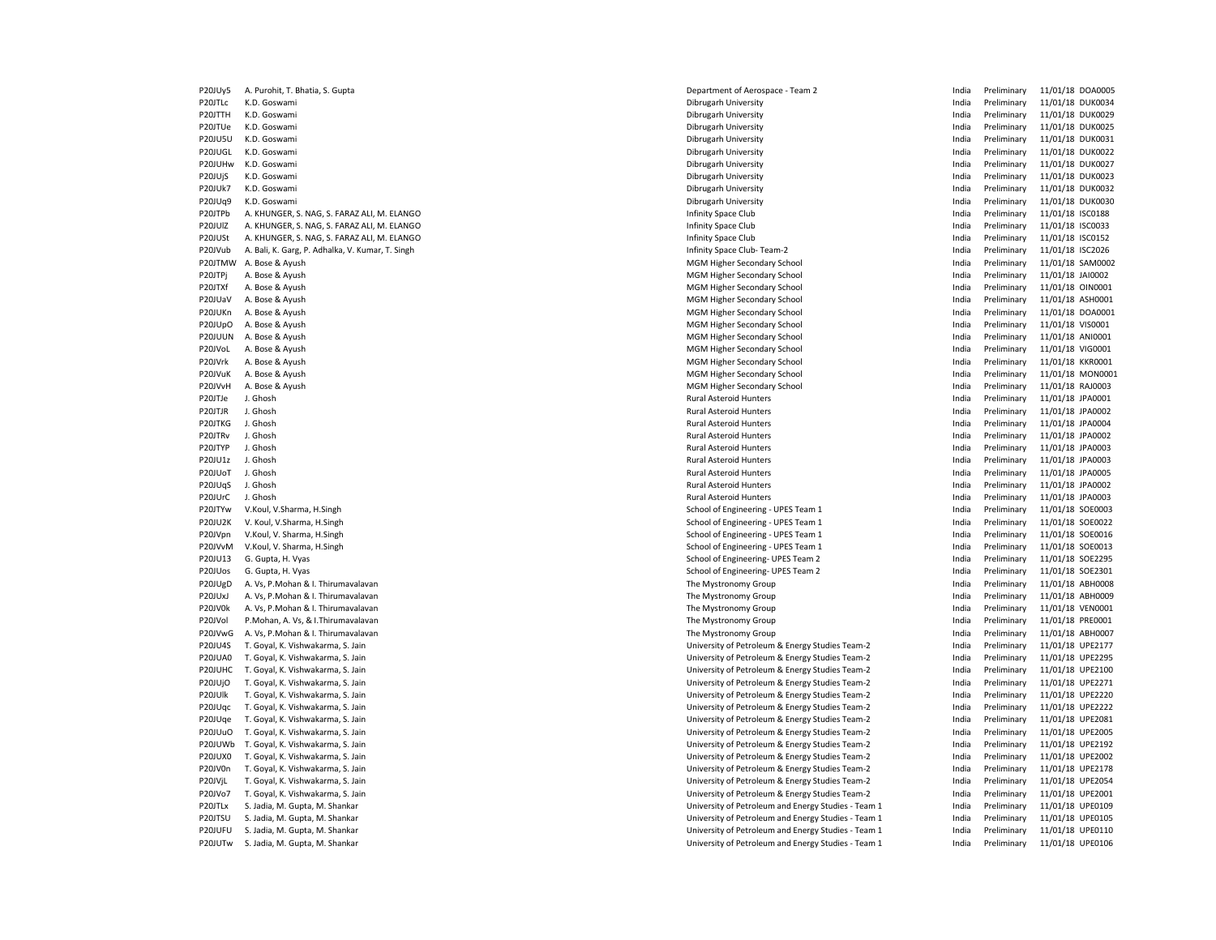| | | | | | | |
|---|---|---|---|---|---|---|
| P20JUy5 | A. Purohit, T. Bhatia, S. Gupta | Department of Aerospace - Team 2 | India | Preliminary | 11/01/18 | DOA0005 |
| P20JTLc | K.D. Goswami | Dibrugarh University | India | Preliminary | 11/01/18 | DUK0034 |
| P20JTTH | K.D. Goswami | Dibrugarh University | India | Preliminary | 11/01/18 | DUK0029 |
| P20JTUe | K.D. Goswami | Dibrugarh University | India | Preliminary | 11/01/18 | DUK0025 |
| P20JU5U | K.D. Goswami | Dibrugarh University | India | Preliminary | 11/01/18 | DUK0031 |
| P20JUGL | K.D. Goswami | Dibrugarh University | India | Preliminary | 11/01/18 | DUK0022 |
| P20JUHw | K.D. Goswami | Dibrugarh University | India | Preliminary | 11/01/18 | DUK0027 |
| P20JUjS | K.D. Goswami | Dibrugarh University | India | Preliminary | 11/01/18 | DUK0023 |
| P20JUk7 | K.D. Goswami | Dibrugarh University | India | Preliminary | 11/01/18 | DUK0032 |
| P20JUq9 | K.D. Goswami | Dibrugarh University | India | Preliminary | 11/01/18 | DUK0030 |
| P20JTPb | A. KHUNGER, S. NAG, S. FARAZ ALI, M. ELANGO | Infinity Space Club | India | Preliminary | 11/01/18 | ISC0188 |
| P20JUlZ | A. KHUNGER, S. NAG, S. FARAZ ALI, M. ELANGO | Infinity Space Club | India | Preliminary | 11/01/18 | ISC0033 |
| P20JUSt | A. KHUNGER, S. NAG, S. FARAZ ALI, M. ELANGO | Infinity Space Club | India | Preliminary | 11/01/18 | ISC0152 |
| P20JVub | A. Bali, K. Garg, P. Adhalka, V. Kumar, T. Singh | Infinity Space Club- Team-2 | India | Preliminary | 11/01/18 | ISC2026 |
| P20JTMW | A. Bose & Ayush | MGM Higher Secondary School | India | Preliminary | 11/01/18 | SAM0002 |
| P20JTPj | A. Bose & Ayush | MGM Higher Secondary School | India | Preliminary | 11/01/18 | JAI0002 |
| P20JTXf | A. Bose & Ayush | MGM Higher Secondary School | India | Preliminary | 11/01/18 | OIN0001 |
| P20JUaV | A. Bose & Ayush | MGM Higher Secondary School | India | Preliminary | 11/01/18 | ASH0001 |
| P20JUKn | A. Bose & Ayush | MGM Higher Secondary School | India | Preliminary | 11/01/18 | DOA0001 |
| P20JUpO | A. Bose & Ayush | MGM Higher Secondary School | India | Preliminary | 11/01/18 | VIS0001 |
| P20JUUN | A. Bose & Ayush | MGM Higher Secondary School | India | Preliminary | 11/01/18 | ANI0001 |
| P20JVoL | A. Bose & Ayush | MGM Higher Secondary School | India | Preliminary | 11/01/18 | VIG0001 |
| P20JVrk | A. Bose & Ayush | MGM Higher Secondary School | India | Preliminary | 11/01/18 | KKR0001 |
| P20JVuK | A. Bose & Ayush | MGM Higher Secondary School | India | Preliminary | 11/01/18 | MON0001 |
| P20JVvH | A. Bose & Ayush | MGM Higher Secondary School | India | Preliminary | 11/01/18 | RAJ0003 |
| P20JTJe | J. Ghosh | Rural Asteroid Hunters | India | Preliminary | 11/01/18 | JPA0001 |
| P20JTJR | J. Ghosh | Rural Asteroid Hunters | India | Preliminary | 11/01/18 | JPA0002 |
| P20JTKG | J. Ghosh | Rural Asteroid Hunters | India | Preliminary | 11/01/18 | JPA0004 |
| P20JTRv | J. Ghosh | Rural Asteroid Hunters | India | Preliminary | 11/01/18 | JPA0002 |
| P20JTYP | J. Ghosh | Rural Asteroid Hunters | India | Preliminary | 11/01/18 | JPA0003 |
| P20JU1z | J. Ghosh | Rural Asteroid Hunters | India | Preliminary | 11/01/18 | JPA0003 |
| P20JUoT | J. Ghosh | Rural Asteroid Hunters | India | Preliminary | 11/01/18 | JPA0005 |
| P20JUqS | J. Ghosh | Rural Asteroid Hunters | India | Preliminary | 11/01/18 | JPA0002 |
| P20JUrC | J. Ghosh | Rural Asteroid Hunters | India | Preliminary | 11/01/18 | JPA0003 |
| P20JTYw | V.Koul, V.Sharma, H.Singh | School of Engineering - UPES Team 1 | India | Preliminary | 11/01/18 | SOE0003 |
| P20JU2K | V. Koul, V.Sharma, H.Singh | School of Engineering - UPES Team 1 | India | Preliminary | 11/01/18 | SOE0022 |
| P20JVpn | V.Koul, V. Sharma, H.Singh | School of Engineering - UPES Team 1 | India | Preliminary | 11/01/18 | SOE0016 |
| P20JVvM | V.Koul, V. Sharma, H.Singh | School of Engineering - UPES Team 1 | India | Preliminary | 11/01/18 | SOE0013 |
| P20JU13 | G. Gupta, H. Vyas | School of Engineering- UPES Team 2 | India | Preliminary | 11/01/18 | SOE2295 |
| P20JUos | G. Gupta, H. Vyas | School of Engineering- UPES Team 2 | India | Preliminary | 11/01/18 | SOE2301 |
| P20JUgD | A. Vs, P.Mohan & I. Thirumavalavan | The Mystronomy Group | India | Preliminary | 11/01/18 | ABH0008 |
| P20JUxJ | A. Vs, P.Mohan & I. Thirumavalavan | The Mystronomy Group | India | Preliminary | 11/01/18 | ABH0009 |
| P20JV0k | A. Vs, P.Mohan & I. Thirumavalavan | The Mystronomy Group | India | Preliminary | 11/01/18 | VEN0001 |
| P20JVol | P.Mohan, A. Vs, & I.Thirumavalavan | The Mystronomy Group | India | Preliminary | 11/01/18 | PRE0001 |
| P20JVwG | A. Vs, P.Mohan & I. Thirumavalavan | The Mystronomy Group | India | Preliminary | 11/01/18 | ABH0007 |
| P20JU4S | T. Goyal, K. Vishwakarma, S. Jain | University of Petroleum & Energy Studies Team-2 | India | Preliminary | 11/01/18 | UPE2177 |
| P20JUA0 | T. Goyal, K. Vishwakarma, S. Jain | University of Petroleum & Energy Studies Team-2 | India | Preliminary | 11/01/18 | UPE2295 |
| P20JUHC | T. Goyal, K. Vishwakarma, S. Jain | University of Petroleum & Energy Studies Team-2 | India | Preliminary | 11/01/18 | UPE2100 |
| P20JUjO | T. Goyal, K. Vishwakarma, S. Jain | University of Petroleum & Energy Studies Team-2 | India | Preliminary | 11/01/18 | UPE2271 |
| P20JUlk | T. Goyal, K. Vishwakarma, S. Jain | University of Petroleum & Energy Studies Team-2 | India | Preliminary | 11/01/18 | UPE2220 |
| P20JUqc | T. Goyal, K. Vishwakarma, S. Jain | University of Petroleum & Energy Studies Team-2 | India | Preliminary | 11/01/18 | UPE2222 |
| P20JUqe | T. Goyal, K. Vishwakarma, S. Jain | University of Petroleum & Energy Studies Team-2 | India | Preliminary | 11/01/18 | UPE2081 |
| P20JUuO | T. Goyal, K. Vishwakarma, S. Jain | University of Petroleum & Energy Studies Team-2 | India | Preliminary | 11/01/18 | UPE2005 |
| P20JUWb | T. Goyal, K. Vishwakarma, S. Jain | University of Petroleum & Energy Studies Team-2 | India | Preliminary | 11/01/18 | UPE2192 |
| P20JUX0 | T. Goyal, K. Vishwakarma, S. Jain | University of Petroleum & Energy Studies Team-2 | India | Preliminary | 11/01/18 | UPE2002 |
| P20JV0n | T. Goyal, K. Vishwakarma, S. Jain | University of Petroleum & Energy Studies Team-2 | India | Preliminary | 11/01/18 | UPE2178 |
| P20JVjL | T. Goyal, K. Vishwakarma, S. Jain | University of Petroleum & Energy Studies Team-2 | India | Preliminary | 11/01/18 | UPE2054 |
| P20JVo7 | T. Goyal, K. Vishwakarma, S. Jain | University of Petroleum & Energy Studies Team-2 | India | Preliminary | 11/01/18 | UPE2001 |
| P20JTLx | S. Jadia, M. Gupta, M. Shankar | University of Petroleum and Energy Studies - Team 1 | India | Preliminary | 11/01/18 | UPE0109 |
| P20JTSU | S. Jadia, M. Gupta, M. Shankar | University of Petroleum and Energy Studies - Team 1 | India | Preliminary | 11/01/18 | UPE0105 |
| P20JUFU | S. Jadia, M. Gupta, M. Shankar | University of Petroleum and Energy Studies - Team 1 | India | Preliminary | 11/01/18 | UPE0110 |
| P20JUTw | S. Jadia, M. Gupta, M. Shankar | University of Petroleum and Energy Studies - Team 1 | India | Preliminary | 11/01/18 | UPE0106 |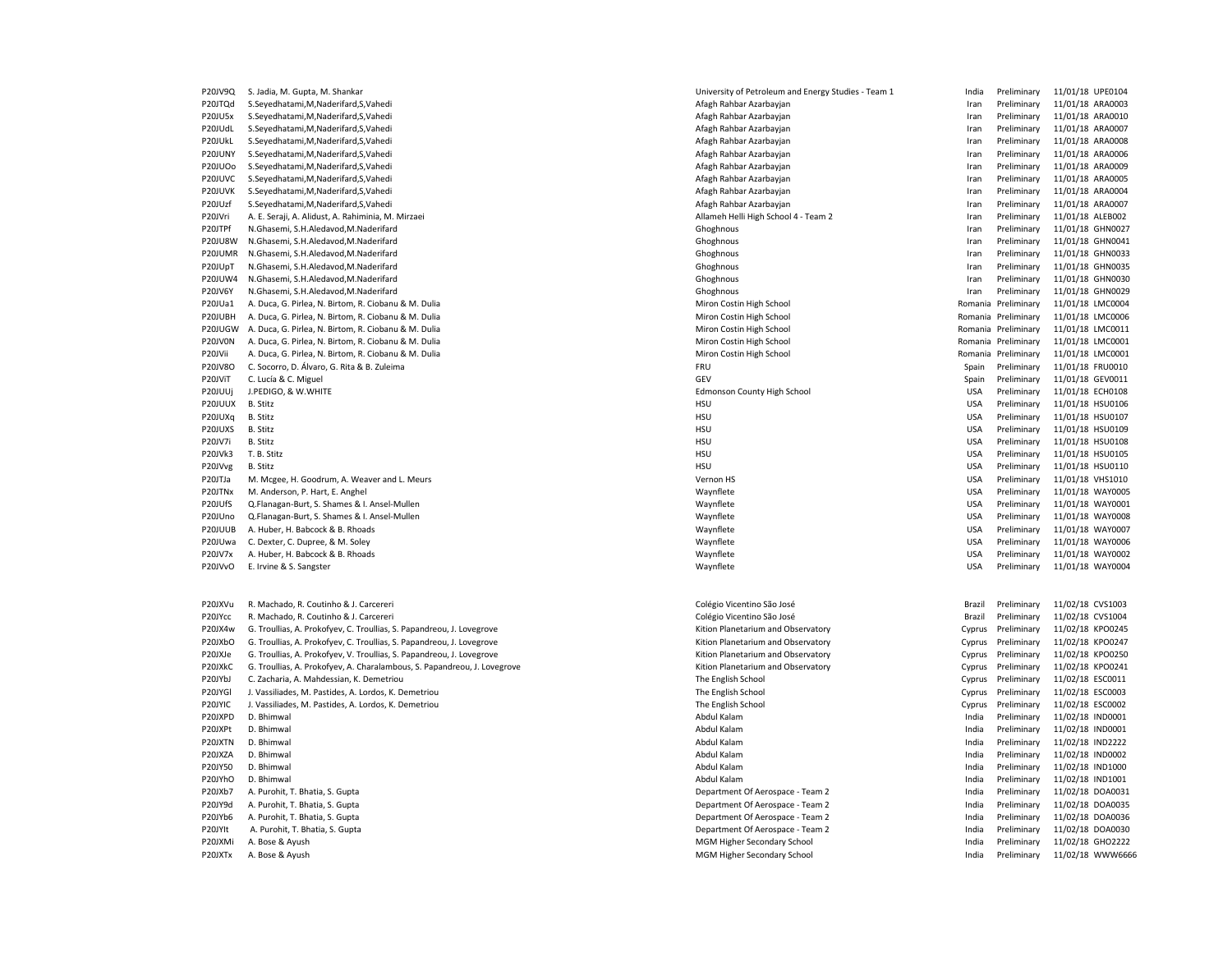| | | | | | | |
|---|---|---|---|---|---|---|
| P20JV9Q | S. Jadia, M. Gupta, M. Shankar | University of Petroleum and Energy Studies - Team 1 | India | Preliminary | 11/01/18 | UPE0104 |
| P20JTQd | S.Seyedhatami,M,Naderifard,S,Vahedi | Afagh Rahbar Azarbayjan | Iran | Preliminary | 11/01/18 | ARA0003 |
| P20JU5x | S.Seyedhatami,M,Naderifard,S,Vahedi | Afagh Rahbar Azarbayjan | Iran | Preliminary | 11/01/18 | ARA0010 |
| P20JUdL | S.Seyedhatami,M,Naderifard,S,Vahedi | Afagh Rahbar Azarbayjan | Iran | Preliminary | 11/01/18 | ARA0007 |
| P20JUkL | S.Seyedhatami,M,Naderifard,S,Vahedi | Afagh Rahbar Azarbayjan | Iran | Preliminary | 11/01/18 | ARA0008 |
| P20JUNY | S.Seyedhatami,M,Naderifard,S,Vahedi | Afagh Rahbar Azarbayjan | Iran | Preliminary | 11/01/18 | ARA0006 |
| P20JUOo | S.Seyedhatami,M,Naderifard,S,Vahedi | Afagh Rahbar Azarbayjan | Iran | Preliminary | 11/01/18 | ARA0009 |
| P20JUVC | S.Seyedhatami,M,Naderifard,S,Vahedi | Afagh Rahbar Azarbayjan | Iran | Preliminary | 11/01/18 | ARA0005 |
| P20JUVK | S.Seyedhatami,M,Naderifard,S,Vahedi | Afagh Rahbar Azarbayjan | Iran | Preliminary | 11/01/18 | ARA0004 |
| P20JUzf | S.Seyedhatami,M,Naderifard,S,Vahedi | Afagh Rahbar Azarbayjan | Iran | Preliminary | 11/01/18 | ARA0007 |
| P20JVri | A. E. Seraji, A. Alidust, A. Rahiminia, M. Mirzaei | Allameh Helli High School 4 - Team 2 | Iran | Preliminary | 11/01/18 | ALEB002 |
| P20JTPf | N.Ghasemi, S.H.Aledavod,M.Naderifard | Ghoghnous | Iran | Preliminary | 11/01/18 | GHN0027 |
| P20JU8W | N.Ghasemi, S.H.Aledavod,M.Naderifard | Ghoghnous | Iran | Preliminary | 11/01/18 | GHN0041 |
| P20JUMR | N.Ghasemi, S.H.Aledavod,M.Naderifard | Ghoghnous | Iran | Preliminary | 11/01/18 | GHN0033 |
| P20JUpT | N.Ghasemi, S.H.Aledavod,M.Naderifard | Ghoghnous | Iran | Preliminary | 11/01/18 | GHN0035 |
| P20JUW4 | N.Ghasemi, S.H.Aledavod,M.Naderifard | Ghoghnous | Iran | Preliminary | 11/01/18 | GHN0030 |
| P20JV6Y | N.Ghasemi, S.H.Aledavod,M.Naderifard | Ghoghnous | Iran | Preliminary | 11/01/18 | GHN0029 |
| P20JUa1 | A. Duca, G. Pirlea, N. Birtom, R. Ciobanu & M. Dulia | Miron Costin High School | Romania | Preliminary | 11/01/18 | LMC0004 |
| P20JUBH | A. Duca, G. Pirlea, N. Birtom, R. Ciobanu & M. Dulia | Miron Costin High School | Romania | Preliminary | 11/01/18 | LMC0006 |
| P20JUGW | A. Duca, G. Pirlea, N. Birtom, R. Ciobanu & M. Dulia | Miron Costin High School | Romania | Preliminary | 11/01/18 | LMC0011 |
| P20JV0N | A. Duca, G. Pirlea, N. Birtom, R. Ciobanu & M. Dulia | Miron Costin High School | Romania | Preliminary | 11/01/18 | LMC0001 |
| P20JVii | A. Duca, G. Pirlea, N. Birtom, R. Ciobanu & M. Dulia | Miron Costin High School | Romania | Preliminary | 11/01/18 | LMC0001 |
| P20JV8O | C. Socorro, D. Álvaro, G. Rita & B. Zuleima | FRU | Spain | Preliminary | 11/01/18 | FRU0010 |
| P20JViT | C. Lucía & C. Miguel | GEV | Spain | Preliminary | 11/01/18 | GEV0011 |
| P20JUUj | J.PEDIGO, & W.WHITE | Edmonson County High School | USA | Preliminary | 11/01/18 | ECH0108 |
| P20JUUX | B. Stitz | HSU | USA | Preliminary | 11/01/18 | HSU0106 |
| P20JUXq | B. Stitz | HSU | USA | Preliminary | 11/01/18 | HSU0107 |
| P20JUXS | B. Stitz | HSU | USA | Preliminary | 11/01/18 | HSU0109 |
| P20JV7i | B. Stitz | HSU | USA | Preliminary | 11/01/18 | HSU0108 |
| P20JVk3 | T. B. Stitz | HSU | USA | Preliminary | 11/01/18 | HSU0105 |
| P20JVvg | B. Stitz | HSU | USA | Preliminary | 11/01/18 | HSU0110 |
| P20JTJa | M. Mcgee, H. Goodrum, A. Weaver and L. Meurs | Vernon HS | USA | Preliminary | 11/01/18 | VHS1010 |
| P20JTNx | M. Anderson, P. Hart, E. Anghel | Waynflete | USA | Preliminary | 11/01/18 | WAY0005 |
| P20JUfS | Q.Flanagan-Burt, S. Shames & I. Ansel-Mullen | Waynflete | USA | Preliminary | 11/01/18 | WAY0001 |
| P20JUno | Q.Flanagan-Burt, S. Shames & I. Ansel-Mullen | Waynflete | USA | Preliminary | 11/01/18 | WAY0008 |
| P20JUUB | A. Huber, H. Babcock & B. Rhoads | Waynflete | USA | Preliminary | 11/01/18 | WAY0007 |
| P20JUwa | C. Dexter, C. Dupree, & M. Soley | Waynflete | USA | Preliminary | 11/01/18 | WAY0006 |
| P20JV7x | A. Huber, H. Babcock & B. Rhoads | Waynflete | USA | Preliminary | 11/01/18 | WAY0002 |
| P20JVvO | E. Irvine & S. Sangster | Waynflete | USA | Preliminary | 11/01/18 | WAY0004 |
| | | | | | | |
| P20JXVu | R. Machado, R. Coutinho & J. Carcereri | Colégio Vicentino São José | Brazil | Preliminary | 11/02/18 | CVS1003 |
| P20JYcc | R. Machado, R. Coutinho & J. Carcereri | Colégio Vicentino São José | Brazil | Preliminary | 11/02/18 | CVS1004 |
| P20JX4w | G. Troullias, A. Prokofyev, C. Troullias, S. Papandreou, J. Lovegrove | Kition Planetarium and Observatory | Cyprus | Preliminary | 11/02/18 | KPO0245 |
| P20JXbO | G. Troullias, A. Prokofyev, C. Troullias, S. Papandreou, J. Lovegrove | Kition Planetarium and Observatory | Cyprus | Preliminary | 11/02/18 | KPO0247 |
| P20JXJe | G. Troullias, A. Prokofyev, V. Troullias, S. Papandreou, J. Lovegrove | Kition Planetarium and Observatory | Cyprus | Preliminary | 11/02/18 | KPO0250 |
| P20JXkC | G. Troullias, A. Prokofyev, A. Charalambous, S. Papandreou, J. Lovegrove | Kition Planetarium and Observatory | Cyprus | Preliminary | 11/02/18 | KPO0241 |
| P20JYbJ | C. Zacharia, A. Mahdessian, K. Demetriou | The English School | Cyprus | Preliminary | 11/02/18 | ESC0011 |
| P20JYGl | J. Vassiliades, M. Pastides, A. Lordos, K. Demetriou | The English School | Cyprus | Preliminary | 11/02/18 | ESC0003 |
| P20JYlC | J. Vassiliades, M. Pastides, A. Lordos, K. Demetriou | The English School | Cyprus | Preliminary | 11/02/18 | ESC0002 |
| P20JXPD | D. Bhimwal | Abdul Kalam | India | Preliminary | 11/02/18 | IND0001 |
| P20JXPt | D. Bhimwal | Abdul Kalam | India | Preliminary | 11/02/18 | IND0001 |
| P20JXTN | D. Bhimwal | Abdul Kalam | India | Preliminary | 11/02/18 | IND2222 |
| P20JXZA | D. Bhimwal | Abdul Kalam | India | Preliminary | 11/02/18 | IND0002 |
| P20JY50 | D. Bhimwal | Abdul Kalam | India | Preliminary | 11/02/18 | IND1000 |
| P20JYhO | D. Bhimwal | Abdul Kalam | India | Preliminary | 11/02/18 | IND1001 |
| P20JXb7 | A. Purohit, T. Bhatia, S. Gupta | Department Of Aerospace - Team 2 | India | Preliminary | 11/02/18 | DOA0031 |
| P20JY9d | A. Purohit, T. Bhatia, S. Gupta | Department Of Aerospace - Team 2 | India | Preliminary | 11/02/18 | DOA0035 |
| P20JYb6 | A. Purohit, T. Bhatia, S. Gupta | Department Of Aerospace - Team 2 | India | Preliminary | 11/02/18 | DOA0036 |
| P20JYIt | A. Purohit, T. Bhatia, S. Gupta | Department Of Aerospace - Team 2 | India | Preliminary | 11/02/18 | DOA0030 |
| P20JXMi | A. Bose & Ayush | MGM Higher Secondary School | India | Preliminary | 11/02/18 | GHO2222 |
| P20JXTx | A. Bose & Ayush | MGM Higher Secondary School | India | Preliminary | 11/02/18 | WWW6666 |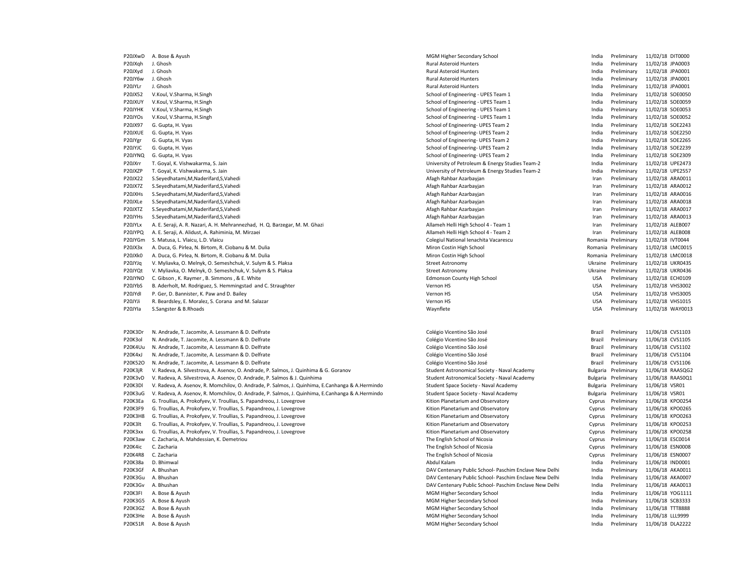| | | | | | | |
|---|---|---|---|---|---|---|
| P20JXwD | A. Bose & Ayush | MGM Higher Secondary School | India | Preliminary | 11/02/18 | DIT0000 |
| P20JXqh | J. Ghosh | Rural Asteroid Hunters | India | Preliminary | 11/02/18 | JPA0003 |
| P20JXyd | J. Ghosh | Rural Asteroid Hunters | India | Preliminary | 11/02/18 | JPA0001 |
| P20JY6w | J. Ghosh | Rural Asteroid Hunters | India | Preliminary | 11/02/18 | JPA0001 |
| P20JYLr | J. Ghosh | Rural Asteroid Hunters | India | Preliminary | 11/02/18 | JPA0001 |
| P20JX52 | V.Koul, V.Sharma, H.Singh | School of Engineering - UPES Team 1 | India | Preliminary | 11/02/18 | SOE0050 |
| P20JXUY | V.Koul, V.Sharma, H.Singh | School of Engineering - UPES Team 1 | India | Preliminary | 11/02/18 | SOE0059 |
| P20JYHK | V.Koul, V.Sharma, H.Singh | School of Engineering - UPES Team 1 | India | Preliminary | 11/02/18 | SOE0053 |
| P20JYOs | V.Koul, V.Sharma, H.Singh | School of Engineering - UPES Team 1 | India | Preliminary | 11/02/18 | SOE0052 |
| P20JX97 | G. Gupta, H. Vyas | School of Engineering- UPES Team 2 | India | Preliminary | 11/02/18 | SOE2243 |
| P20JXUE | G. Gupta, H. Vyas | School of Engineering- UPES Team 2 | India | Preliminary | 11/02/18 | SOE2250 |
| P20JYgr | G. Gupta, H. Vyas | School of Engineering- UPES Team 2 | India | Preliminary | 11/02/18 | SOE2265 |
| P20JYJC | G. Gupta, H. Vyas | School of Engineering- UPES Team 2 | India | Preliminary | 11/02/18 | SOE2239 |
| P20JYNQ | G. Gupta, H. Vyas | School of Engineering- UPES Team 2 | India | Preliminary | 11/02/18 | SOE2309 |
| P20JXrr | T. Goyal, K. Vishwakarma, S. Jain | University of Petroleum & Energy Studies Team-2 | India | Preliminary | 11/02/18 | UPE2473 |
| P20JXZP | T. Goyal, K. Vishwakarma, S. Jain | University of Petroleum & Energy Studies Team-2 | India | Preliminary | 11/02/18 | UPE2557 |
| P20JX22 | S.Seyedhatami,M,Naderifard,S,Vahedi | Afagh Rahbar Azarbayjan | Iran | Preliminary | 11/02/18 | ARA0011 |
| P20JX7Z | S.Seyedhatami,M,Naderifard,S,Vahedi | Afagh Rahbar Azarbayjan | Iran | Preliminary | 11/02/18 | ARA0012 |
| P20JXHs | S.Seyedhatami,M,Naderifard,S,Vahedi | Afagh Rahbar Azarbayjan | Iran | Preliminary | 11/02/18 | ARA0016 |
| P20JXLe | S.Seyedhatami,M,Naderifard,S,Vahedi | Afagh Rahbar Azarbayjan | Iran | Preliminary | 11/02/18 | ARA0018 |
| P20JXTZ | S.Seyedhatami,M,Naderifard,S,Vahedi | Afagh Rahbar Azarbayjan | Iran | Preliminary | 11/02/18 | ARA0017 |
| P20JYHs | S.Seyedhatami,M,Naderifard,S,Vahedi | Afagh Rahbar Azarbayjan | Iran | Preliminary | 11/02/18 | ARA0013 |
| P20JYLx | A. E. Seraji, A. R. Nazari, A. H. Mehrannezhad, H. Q. Barzegar, M. M. Ghazi | Allameh Helli High School 4 - Team 1 | Iran | Preliminary | 11/02/18 | ALEB007 |
| P20JYPQ | A. E. Seraji, A. Alidust, A. Rahiminia, M. Mirzaei | Allameh Helli High School 4 - Team 2 | Iran | Preliminary | 11/02/18 | ALEB008 |
| P20JYGm | S. Matusa, L. Vlaicu, L.D. Vlaicu | Colegiul National Ienachita Vacarescu | Romania | Preliminary | 11/02/18 | IVT0044 |
| P20JX3x | A. Duca, G. Pirlea, N. Birtom, R. Ciobanu & M. Dulia | Miron Costin High School | Romania | Preliminary | 11/02/18 | LMC0015 |
| P20JXk0 | A. Duca, G. Pirlea, N. Birtom, R. Ciobanu & M. Dulia | Miron Costin High School | Romania | Preliminary | 11/02/18 | LMC0018 |
| P20JYJq | V. Myliavka, O. Melnyk, O. Semeshchuk, V. Sulym & S. Plaksa | Street Astronomy | Ukraine | Preliminary | 11/02/18 | UKR0435 |
| P20JYQt | V. Myliavka, O. Melnyk, O. Semeshchuk, V. Sulym & S. Plaksa | Street Astronomy | Ukraine | Preliminary | 11/02/18 | UKR0436 |
| P20JYNO | C. Gibson , K. Raymer , B. Simmons , & E. White | Edmonson County High School | USA | Preliminary | 11/02/18 | ECH0109 |
| P20JYbS | B. Aderholt, M. Rodriguez, S. Hemmingstad and C. Straughter | Vernon HS | USA | Preliminary | 11/02/18 | VHS3002 |
| P20JYdI | P. Ger, D. Bannister, K. Paw and D. Bailey | Vernon HS | USA | Preliminary | 11/02/18 | VHS3005 |
| P20JYJi | R. Beardsley, E. Moralez, S. Corana and M. Salazar | Vernon HS | USA | Preliminary | 11/02/18 | VHS1015 |
| P20JYIa | S.Sangster & B.Rhoads | Waynflete | USA | Preliminary | 11/02/18 | WAY0013 |
| | | | | | | |
| P20K3Dr | N. Andrade, T. Jacomite, A. Lessmann & D. Delfrate | Colégio Vicentino São José | Brazil | Preliminary | 11/06/18 | CVS1103 |
| P20K3oI | N. Andrade, T. Jacomite, A. Lessmann & D. Delfrate | Colégio Vicentino São José | Brazil | Preliminary | 11/06/18 | CVS1105 |
| P20K4Uu | N. Andrade, T. Jacomite, A. Lessmann & D. Delfrate | Colégio Vicentino São José | Brazil | Preliminary | 11/06/18 | CVS1102 |
| P20K4xJ | N. Andrade, T. Jacomite, A. Lessmann & D. Delfrate | Colégio Vicentino São José | Brazil | Preliminary | 11/06/18 | CVS1104 |
| P20K52O | N. Andrade, T. Jacomite, A. Lessmann & D. Delfrate | Colégio Vicentino São José | Brazil | Preliminary | 11/06/18 | CVS1106 |
| P20K3jR | V. Radeva, A. Silvestrova, A. Asenov, O. Andrade, P. Salmos, J. Quinhima & G. Goranov | Student Astronomical Society - Naval Academy | Bulgaria | Preliminary | 11/06/18 | RAASQG2 |
| P20K3vD | V. Radeva, A. Silvestrova, A. Asenov, O. Andrade, P. Salmos & J. Quinhima | Student Astronomical Society - Naval Academy | Bulgaria | Preliminary | 11/06/18 | RAASOQ1 |
| P20K3Dl | V. Radeva, A. Asenov, R. Momchilov, O. Andrade, P. Salmos, J. Quinhima, E.Canhanga & A.Hermindo | Student Space Society - Naval Academy | Bulgaria | Preliminary | 11/06/18 | VSR01 |
| P20K3uG | V. Radeva, A. Asenov, R. Momchilov, O. Andrade, P. Salmos, J. Quinhima, E.Canhanga & A.Hermindo | Student Space Society - Naval Academy | Bulgaria | Preliminary | 11/06/18 | VSR01 |
| P20K3Ea | G. Troullias, A. Prokofyev, V. Troullias, S. Papandreou, J. Lovegrove | Kition Planetarium and Observatory | Cyprus | Preliminary | 11/06/18 | KPO0254 |
| P20K3F9 | G. Troullias, A. Prokofyev, V. Troullias, S. Papandreou, J. Lovegrove | Kition Planetarium and Observatory | Cyprus | Preliminary | 11/06/18 | KPO0265 |
| P20K3H8 | G. Troullias, A. Prokofyev, V. Troullias, S. Papandreou, J. Lovegrove | Kition Planetarium and Observatory | Cyprus | Preliminary | 11/06/18 | KPO0263 |
| P20K3lt | G. Troullias, A. Prokofyev, V. Troullias, S. Papandreou, J. Lovegrove | Kition Planetarium and Observatory | Cyprus | Preliminary | 11/06/18 | KPO0253 |
| P20K3xx | G. Troullias, A. Prokofyev, V. Troullias, S. Papandreou, J. Lovegrove | Kition Planetarium and Observatory | Cyprus | Preliminary | 11/06/18 | KPO0258 |
| P20K3aw | C. Zacharia, A. Mahdessian, K. Demetriou | The English School of Nicosia | Cyprus | Preliminary | 11/06/18 | ESC0014 |
| P20K4ic | C. Zacharia | The English School of Nicosia | Cyprus | Preliminary | 11/06/18 | ESN0008 |
| P20K4R8 | C. Zacharia | The English School of Nicosia | Cyprus | Preliminary | 11/06/18 | ESN0007 |
| P20K38a | D. Bhimwal | Abdul Kalam | India | Preliminary | 11/06/18 | IND0001 |
| P20K3Gf | A. Bhushan | DAV Centenary Public School- Paschim Enclave New Delhi | India | Preliminary | 11/06/18 | AKA0011 |
| P20K3Gu | A. Bhushan | DAV Centenary Public School- Paschim Enclave New Delhi | India | Preliminary | 11/06/18 | AKA0007 |
| P20K3Gv | A. Bhushan | DAV Centenary Public School- Paschim Enclave New Delhi | India | Preliminary | 11/06/18 | AKA0013 |
| P20K3FI | A. Bose & Ayush | MGM Higher Secondary School | India | Preliminary | 11/06/18 | YOG1111 |
| P20K3G5 | A. Bose & Ayush | MGM Higher Secondary School | India | Preliminary | 11/06/18 | SCB3333 |
| P20K3GZ | A. Bose & Ayush | MGM Higher Secondary School | India | Preliminary | 11/06/18 | TTT8888 |
| P20K3He | A. Bose & Ayush | MGM Higher Secondary School | India | Preliminary | 11/06/18 | LLL9999 |
| P20K51R | A. Bose & Ayush | MGM Higher Secondary School | India | Preliminary | 11/06/18 | DLA2222 |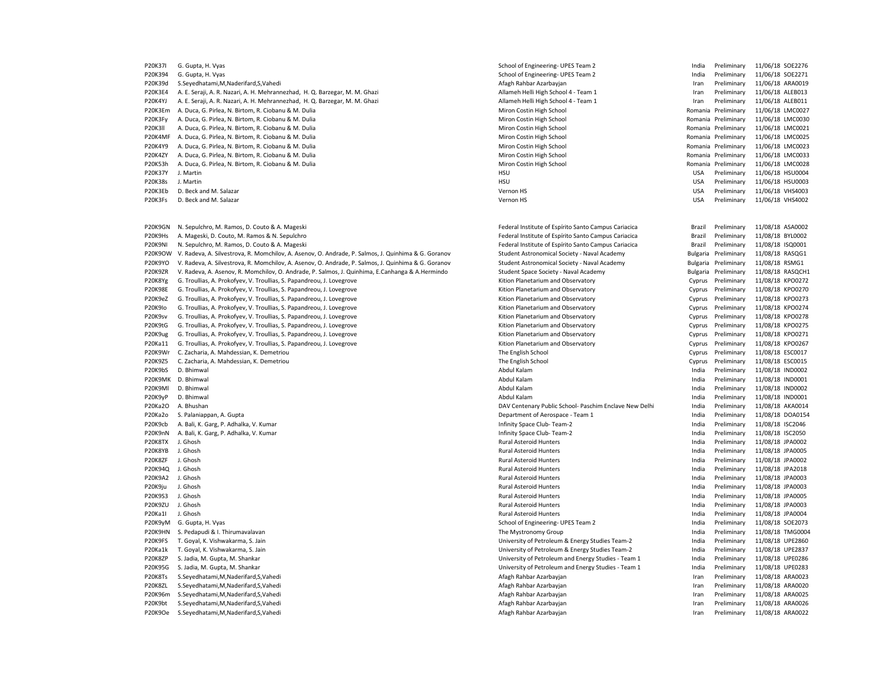| | | | | | | |
|---|---|---|---|---|---|---|
| P20K37l | G. Gupta, H. Vyas | School of Engineering- UPES Team 2 | India | Preliminary | 11/06/18 | SOE2276 |
| P20K394 | G. Gupta, H. Vyas | School of Engineering- UPES Team 2 | India | Preliminary | 11/06/18 | SOE2271 |
| P20K39d | S.Seyedhatami,M,Naderifard,S,Vahedi | Afagh Rahbar Azarbayjan | Iran | Preliminary | 11/06/18 | ARA0019 |
| P20K3E4 | A. E. Seraji, A. R. Nazari, A. H. Mehrannezhad, H. Q. Barzegar, M. M. Ghazi | Allameh Helli High School 4 - Team 1 | Iran | Preliminary | 11/06/18 | ALEB013 |
| P20K4YJ | A. E. Seraji, A. R. Nazari, A. H. Mehrannezhad, H. Q. Barzegar, M. M. Ghazi | Allameh Helli High School 4 - Team 1 | Iran | Preliminary | 11/06/18 | ALEB011 |
| P20K3Em | A. Duca, G. Pirlea, N. Birtom, R. Ciobanu & M. Dulia | Miron Costin High School | Romania | Preliminary | 11/06/18 | LMC0027 |
| P20K3Fy | A. Duca, G. Pirlea, N. Birtom, R. Ciobanu & M. Dulia | Miron Costin High School | Romania | Preliminary | 11/06/18 | LMC0030 |
| P20K3ll | A. Duca, G. Pirlea, N. Birtom, R. Ciobanu & M. Dulia | Miron Costin High School | Romania | Preliminary | 11/06/18 | LMC0021 |
| P20K4MF | A. Duca, G. Pirlea, N. Birtom, R. Ciobanu & M. Dulia | Miron Costin High School | Romania | Preliminary | 11/06/18 | LMC0025 |
| P20K4Y9 | A. Duca, G. Pirlea, N. Birtom, R. Ciobanu & M. Dulia | Miron Costin High School | Romania | Preliminary | 11/06/18 | LMC0023 |
| P20K4ZY | A. Duca, G. Pirlea, N. Birtom, R. Ciobanu & M. Dulia | Miron Costin High School | Romania | Preliminary | 11/06/18 | LMC0033 |
| P20K53h | A. Duca, G. Pirlea, N. Birtom, R. Ciobanu & M. Dulia | Miron Costin High School | Romania | Preliminary | 11/06/18 | LMC0028 |
| P20K37Y | J. Martin | HSU | USA | Preliminary | 11/06/18 | HSU0004 |
| P20K38s | J. Martin | HSU | USA | Preliminary | 11/06/18 | HSU0003 |
| P20K3Eb | D. Beck and M. Salazar | Vernon HS | USA | Preliminary | 11/06/18 | VHS4003 |
| P20K3Fs | D. Beck and M. Salazar | Vernon HS | USA | Preliminary | 11/06/18 | VHS4002 |

| | | | | | | |
|---|---|---|---|---|---|---|
| P20K9GN | N. Sepulchro, M. Ramos, D. Couto & A. Mageski | Federal Institute of Espírito Santo Campus Cariacica | Brazil | Preliminary | 11/08/18 | ASA0002 |
| P20K9Hs | A. Mageski, D. Couto, M. Ramos & N. Sepulchro | Federal Institute of Espírito Santo Campus Cariacica | Brazil | Preliminary | 11/08/18 | BYL0002 |
| P20K9NI | N. Sepulchro, M. Ramos, D. Couto & A. Mageski | Federal Institute of Espírito Santo Campus Cariacica | Brazil | Preliminary | 11/08/18 | ISQ0001 |
| P20K9OW | V. Radeva, A. Silvestrova, R. Momchilov, A. Asenov, O. Andrade, P. Salmos, J. Quinhima & G. Goranov | Student Astronomical Society - Naval Academy | Bulgaria | Preliminary | 11/08/18 | RASQG1 |
| P20K9YO | V. Radeva, A. Silvestrova, R. Momchilov, A. Asenov, O. Andrade, P. Salmos, J. Quinhima & G. Goranov | Student Astronomical Society - Naval Academy | Bulgaria | Preliminary | 11/08/18 | RSMG1 |
| P20K9ZR | V. Radeva, A. Asenov, R. Momchilov, O. Andrade, P. Salmos, J. Quinhima, E.Canhanga & A.Hermindo | Student Space Society - Naval Academy | Bulgaria | Preliminary | 11/08/18 | RASQCH1 |
| P20K8Yg | G. Troullias, A. Prokofyev, V. Troullias, S. Papandreou, J. Lovegrove | Kition Planetarium and Observatory | Cyprus | Preliminary | 11/08/18 | KPO0272 |
| P20K98E | G. Troullias, A. Prokofyev, V. Troullias, S. Papandreou, J. Lovegrove | Kition Planetarium and Observatory | Cyprus | Preliminary | 11/08/18 | KPO0270 |
| P20K9eZ | G. Troullias, A. Prokofyev, V. Troullias, S. Papandreou, J. Lovegrove | Kition Planetarium and Observatory | Cyprus | Preliminary | 11/08/18 | KPO0273 |
| P20K9Io | G. Troullias, A. Prokofyev, V. Troullias, S. Papandreou, J. Lovegrove | Kition Planetarium and Observatory | Cyprus | Preliminary | 11/08/18 | KPO0274 |
| P20K9sv | G. Troullias, A. Prokofyev, V. Troullias, S. Papandreou, J. Lovegrove | Kition Planetarium and Observatory | Cyprus | Preliminary | 11/08/18 | KPO0278 |
| P20K9tG | G. Troullias, A. Prokofyev, V. Troullias, S. Papandreou, J. Lovegrove | Kition Planetarium and Observatory | Cyprus | Preliminary | 11/08/18 | KPO0275 |
| P20K9ug | G. Troullias, A. Prokofyev, V. Troullias, S. Papandreou, J. Lovegrove | Kition Planetarium and Observatory | Cyprus | Preliminary | 11/08/18 | KPO0271 |
| P20Ka11 | G. Troullias, A. Prokofyev, V. Troullias, S. Papandreou, J. Lovegrove | Kition Planetarium and Observatory | Cyprus | Preliminary | 11/08/18 | KPO0267 |
| P20K9Wr | C. Zacharia, A. Mahdessian, K. Demetriou | The English School | Cyprus | Preliminary | 11/08/18 | ESC0017 |
| P20K9Z5 | C. Zacharia, A. Mahdessian, K. Demetriou | The English School | Cyprus | Preliminary | 11/08/18 | ESC0015 |
| P20K9bS | D. Bhimwal | Abdul Kalam | India | Preliminary | 11/08/18 | IND0002 |
| P20K9MK | D. Bhimwal | Abdul Kalam | India | Preliminary | 11/08/18 | IND0001 |
| P20K9Ml | D. Bhimwal | Abdul Kalam | India | Preliminary | 11/08/18 | IND0002 |
| P20K9yP | D. Bhimwal | Abdul Kalam | India | Preliminary | 11/08/18 | IND0001 |
| P20Ka2O | A. Bhushan | DAV Centenary Public School- Paschim Enclave New Delhi | India | Preliminary | 11/08/18 | AKA0014 |
| P20Ka2o | S. Palaniappan, A. Gupta | Department of Aerospace - Team 1 | India | Preliminary | 11/08/18 | DOA0154 |
| P20K9cb | A. Bali, K. Garg, P. Adhalka, V. Kumar | Infinity Space Club- Team-2 | India | Preliminary | 11/08/18 | ISC2046 |
| P20K9nN | A. Bali, K. Garg, P. Adhalka, V. Kumar | Infinity Space Club- Team-2 | India | Preliminary | 11/08/18 | ISC2050 |
| P20K8TX | J. Ghosh | Rural Asteroid Hunters | India | Preliminary | 11/08/18 | JPA0002 |
| P20K8YB | J. Ghosh | Rural Asteroid Hunters | India | Preliminary | 11/08/18 | JPA0005 |
| P20K8ZF | J. Ghosh | Rural Asteroid Hunters | India | Preliminary | 11/08/18 | JPA0002 |
| P20K94Q | J. Ghosh | Rural Asteroid Hunters | India | Preliminary | 11/08/18 | JPA2018 |
| P20K9A2 | J. Ghosh | Rural Asteroid Hunters | India | Preliminary | 11/08/18 | JPA0003 |
| P20K9ju | J. Ghosh | Rural Asteroid Hunters | India | Preliminary | 11/08/18 | JPA0003 |
| P20K9S3 | J. Ghosh | Rural Asteroid Hunters | India | Preliminary | 11/08/18 | JPA0005 |
| P20K9ZU | J. Ghosh | Rural Asteroid Hunters | India | Preliminary | 11/08/18 | JPA0003 |
| P20Ka1l | J. Ghosh | Rural Asteroid Hunters | India | Preliminary | 11/08/18 | JPA0004 |
| P20K9yM | G. Gupta, H. Vyas | School of Engineering- UPES Team 2 | India | Preliminary | 11/08/18 | SOE2073 |
| P20K9HN | S. Pedapudi & I. Thirumavalavan | The Mystronomy Group | India | Preliminary | 11/08/18 | TMG0004 |
| P20K9FS | T. Goyal, K. Vishwakarma, S. Jain | University of Petroleum & Energy Studies Team-2 | India | Preliminary | 11/08/18 | UPE2860 |
| P20Ka1k | T. Goyal, K. Vishwakarma, S. Jain | University of Petroleum & Energy Studies Team-2 | India | Preliminary | 11/08/18 | UPE2837 |
| P20K8ZP | S. Jadia, M. Gupta, M. Shankar | University of Petroleum and Energy Studies - Team 1 | India | Preliminary | 11/08/18 | UPE0286 |
| P20K95G | S. Jadia, M. Gupta, M. Shankar | University of Petroleum and Energy Studies - Team 1 | India | Preliminary | 11/08/18 | UPE0283 |
| P20K8Ts | S.Seyedhatami,M,Naderifard,S,Vahedi | Afagh Rahbar Azarbayjan | Iran | Preliminary | 11/08/18 | ARA0023 |
| P20K8ZL | S.Seyedhatami,M,Naderifard,S,Vahedi | Afagh Rahbar Azarbayjan | Iran | Preliminary | 11/08/18 | ARA0020 |
| P20K96m | S.Seyedhatami,M,Naderifard,S,Vahedi | Afagh Rahbar Azarbayjan | Iran | Preliminary | 11/08/18 | ARA0025 |
| P20K9bt | S.Seyedhatami,M,Naderifard,S,Vahedi | Afagh Rahbar Azarbayjan | Iran | Preliminary | 11/08/18 | ARA0026 |
| P20K9Oe | S.Seyedhatami,M,Naderifard,S,Vahedi | Afagh Rahbar Azarbayjan | Iran | Preliminary | 11/08/18 | ARA0022 |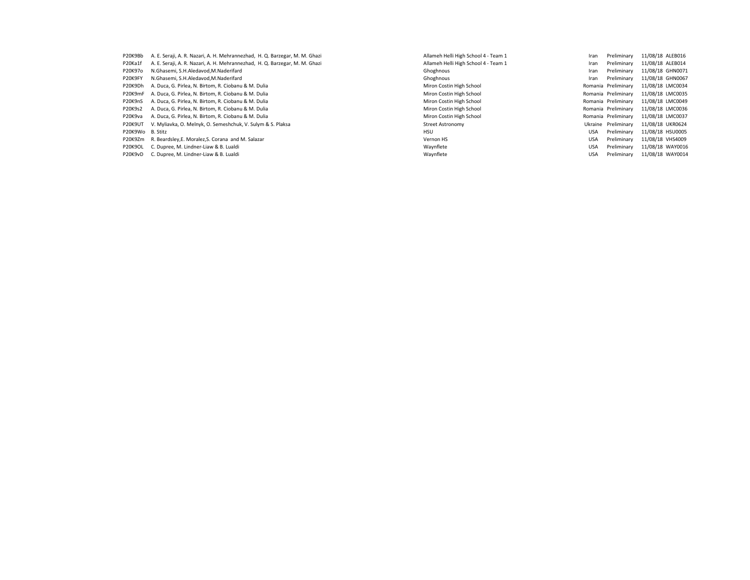| | | | | | | |
|---|---|---|---|---|---|---|
| P20K9Bb | A. E. Seraji, A. R. Nazari, A. H. Mehrannezhad, H. Q. Barzegar, M. M. Ghazi | Allameh Helli High School 4 - Team 1 | Iran | Preliminary | 11/08/18 | ALEB016 |
| P20Ka1f | A. E. Seraji, A. R. Nazari, A. H. Mehrannezhad, H. Q. Barzegar, M. M. Ghazi | Allameh Helli High School 4 - Team 1 | Iran | Preliminary | 11/08/18 | ALEB014 |
| P20K97o | N.Ghasemi, S.H.Aledavod,M.Naderifard | Ghoghnous | Iran | Preliminary | 11/08/18 | GHN0071 |
| P20K9FY | N.Ghasemi, S.H.Aledavod,M.Naderifard | Ghoghnous | Iran | Preliminary | 11/08/18 | GHN0067 |
| P20K9Dh | A. Duca, G. Pirlea, N. Birtom, R. Ciobanu & M. Dulia | Miron Costin High School | Romania | Preliminary | 11/08/18 | LMC0034 |
| P20K9mF | A. Duca, G. Pirlea, N. Birtom, R. Ciobanu & M. Dulia | Miron Costin High School | Romania | Preliminary | 11/08/18 | LMC0035 |
| P20K9nS | A. Duca, G. Pirlea, N. Birtom, R. Ciobanu & M. Dulia | Miron Costin High School | Romania | Preliminary | 11/08/18 | LMC0049 |
| P20K9s2 | A. Duca, G. Pirlea, N. Birtom, R. Ciobanu & M. Dulia | Miron Costin High School | Romania | Preliminary | 11/08/18 | LMC0036 |
| P20K9va | A. Duca, G. Pirlea, N. Birtom, R. Ciobanu & M. Dulia | Miron Costin High School | Romania | Preliminary | 11/08/18 | LMC0037 |
| P20K9UT | V. Myliavka, O. Melnyk, O. Semeshchuk, V. Sulym & S. Plaksa | Street Astronomy | Ukraine | Preliminary | 11/08/18 | UKR0624 |
| P20K9Wo | B. Stitz | HSU | USA | Preliminary | 11/08/18 | HSU0005 |
| P20K9Zm | R. Beardsley,E. Moralez,S. Corana and M. Salazar | Vernon HS | USA | Preliminary | 11/08/18 | VHS4009 |
| P20K9OL | C. Dupree, M. Lindner-Liaw & B. Lualdi | Waynflete | USA | Preliminary | 11/08/18 | WAY0016 |
| P20K9vD | C. Dupree, M. Lindner-Liaw & B. Lualdi | Waynflete | USA | Preliminary | 11/08/18 | WAY0014 |